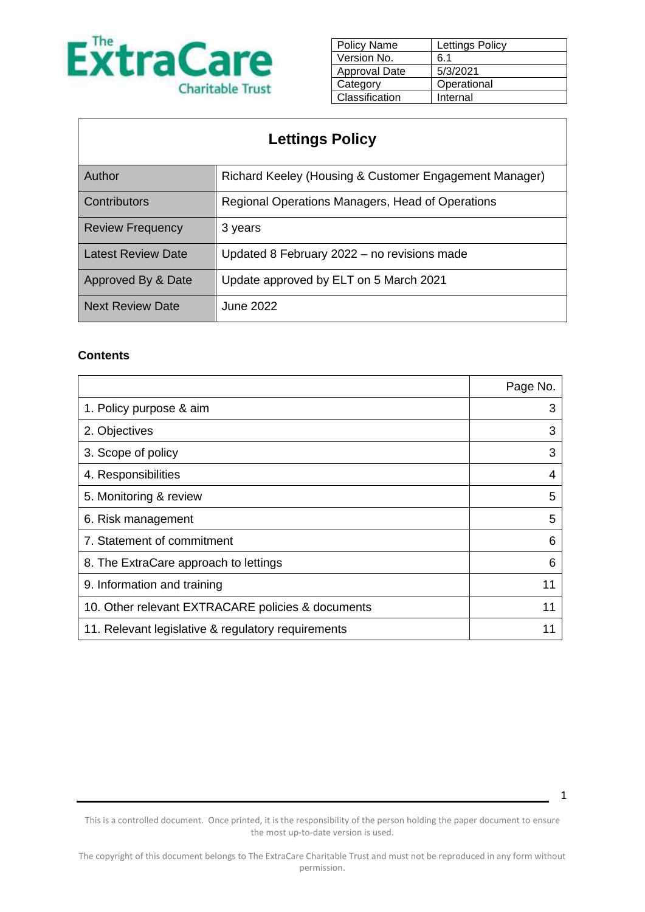The ExtraCare Charitable Trust

| Policy Name | Lettings Policy |
|---|---|
| Version No. | 6.1 |
| Approval Date | 5/3/2021 |
| Category | Operational |
| Classification | Internal |

# Lettings Policy

| | |
|---|---|
| Author | Richard Keeley (Housing & Customer Engagement Manager) |
| Contributors | Regional Operations Managers, Head of Operations |
| Review Frequency | 3 years |
| Latest Review Date | Updated 8 February 2022 – no revisions made |
| Approved By & Date | Update approved by ELT on 5 March 2021 |
| Next Review Date | June 2022 |

**Contents**

| | Page No. |
|---|---|
| 1. Policy purpose & aim | 3 |
| 2. Objectives | 3 |
| 3. Scope of policy | 3 |
| 4. Responsibilities | 4 |
| 5. Monitoring & review | 5 |
| 6. Risk management | 5 |
| 7. Statement of commitment | 6 |
| 8. The ExtraCare approach to lettings | 6 |
| 9. Information and training | 11 |
| 10. Other relevant EXTRACARE policies & documents | 11 |
| 11. Relevant legislative & regulatory requirements | 11 |

This is a controlled document. Once printed, it is the responsibility of the person holding the paper document to ensure the most up-to-date version is used.

The copyright of this document belongs to The ExtraCare Charitable Trust and must not be reproduced in any form without permission.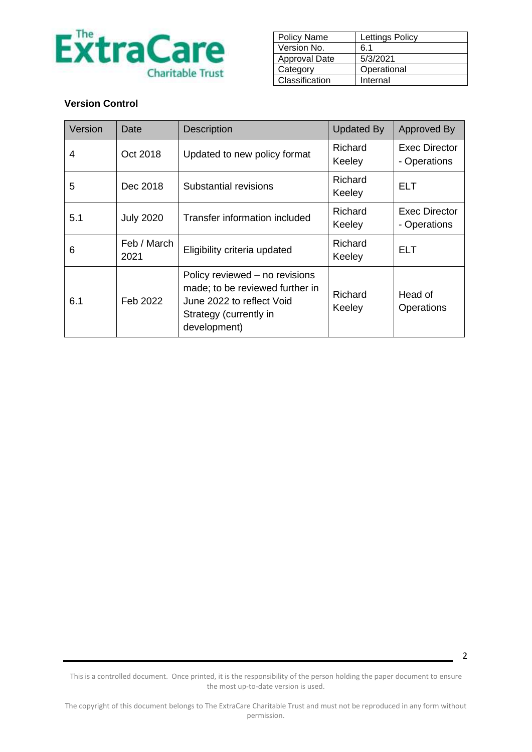| Policy Name | Lettings Policy |
| --- | --- |
| Version No. | 6.1 |
| Approval Date | 5/3/2021 |
| Category | Operational |
| Classification | Internal |

**Version Control**

| Version | Date | Description | Updated By | Approved By |
| --- | --- | --- | --- | --- |
| 4 | Oct 2018 | Updated to new policy format | Richard Keeley | Exec Director - Operations |
| 5 | Dec 2018 | Substantial revisions | Richard Keeley | ELT |
| 5.1 | July 2020 | Transfer information included | Richard Keeley | Exec Director - Operations |
| 6 | Feb / March 2021 | Eligibility criteria updated | Richard Keeley | ELT |
| 6.1 | Feb 2022 | Policy reviewed – no revisions made; to be reviewed further in June 2022 to reflect Void Strategy (currently in development) | Richard Keeley | Head of Operations |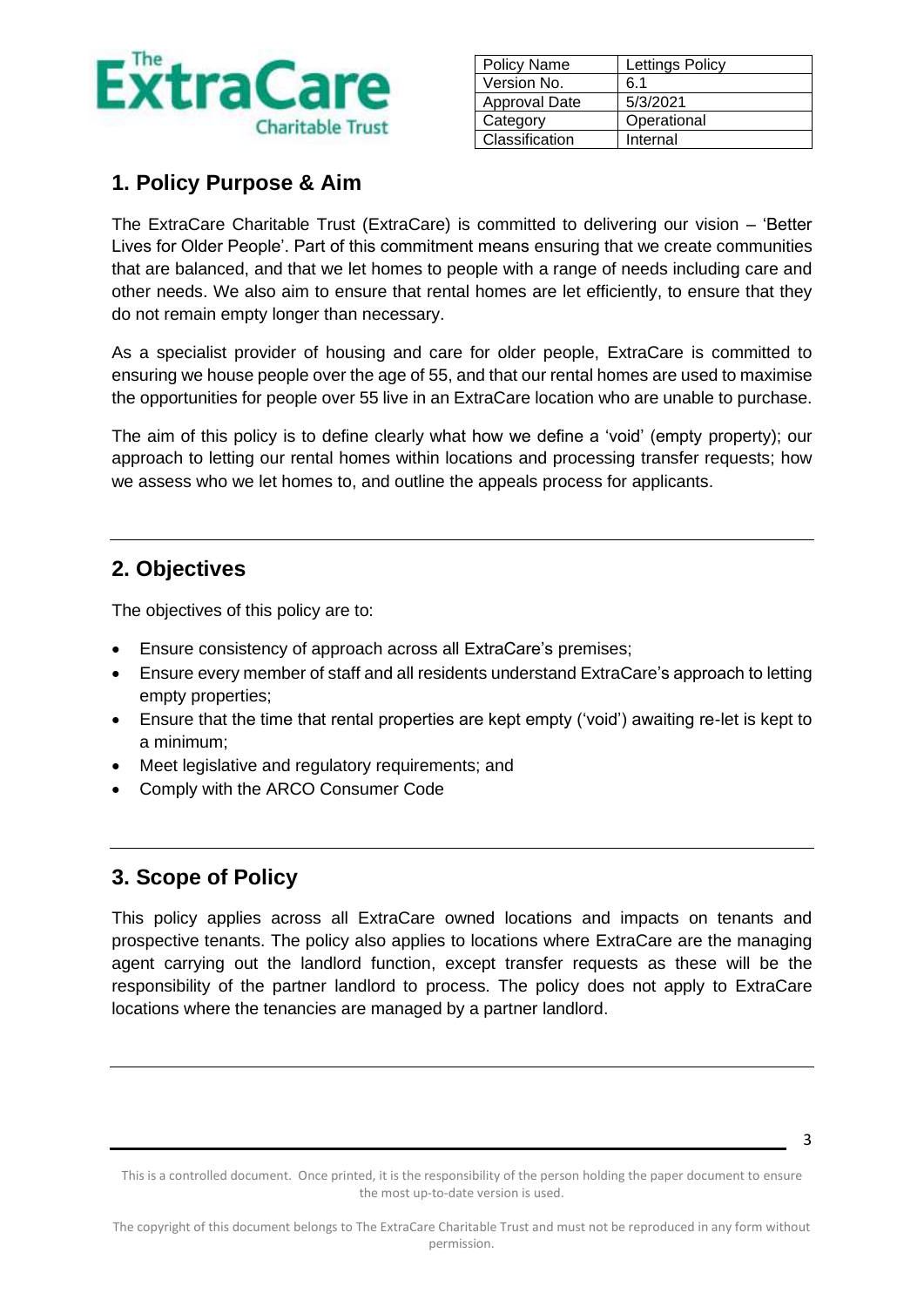| Policy Name | Lettings Policy |
| --- | --- |
| Version No. | 6.1 |
| Approval Date | 5/3/2021 |
| Category | Operational |
| Classification | Internal |

## 1. Policy Purpose & Aim

The ExtraCare Charitable Trust (ExtraCare) is committed to delivering our vision – 'Better Lives for Older People'. Part of this commitment means ensuring that we create communities that are balanced, and that we let homes to people with a range of needs including care and other needs. We also aim to ensure that rental homes are let efficiently, to ensure that they do not remain empty longer than necessary.

As a specialist provider of housing and care for older people, ExtraCare is committed to ensuring we house people over the age of 55, and that our rental homes are used to maximise the opportunities for people over 55 live in an ExtraCare location who are unable to purchase.

The aim of this policy is to define clearly what how we define a 'void' (empty property); our approach to letting our rental homes within locations and processing transfer requests; how we assess who we let homes to, and outline the appeals process for applicants.

## 2. Objectives

The objectives of this policy are to:

- Ensure consistency of approach across all ExtraCare's premises;
- Ensure every member of staff and all residents understand ExtraCare's approach to letting empty properties;
- Ensure that the time that rental properties are kept empty ('void') awaiting re-let is kept to a minimum;
- Meet legislative and regulatory requirements; and
- Comply with the ARCO Consumer Code

## 3. Scope of Policy

This policy applies across all ExtraCare owned locations and impacts on tenants and prospective tenants. The policy also applies to locations where ExtraCare are the managing agent carrying out the landlord function, except transfer requests as these will be the responsibility of the partner landlord to process. The policy does not apply to ExtraCare locations where the tenancies are managed by a partner landlord.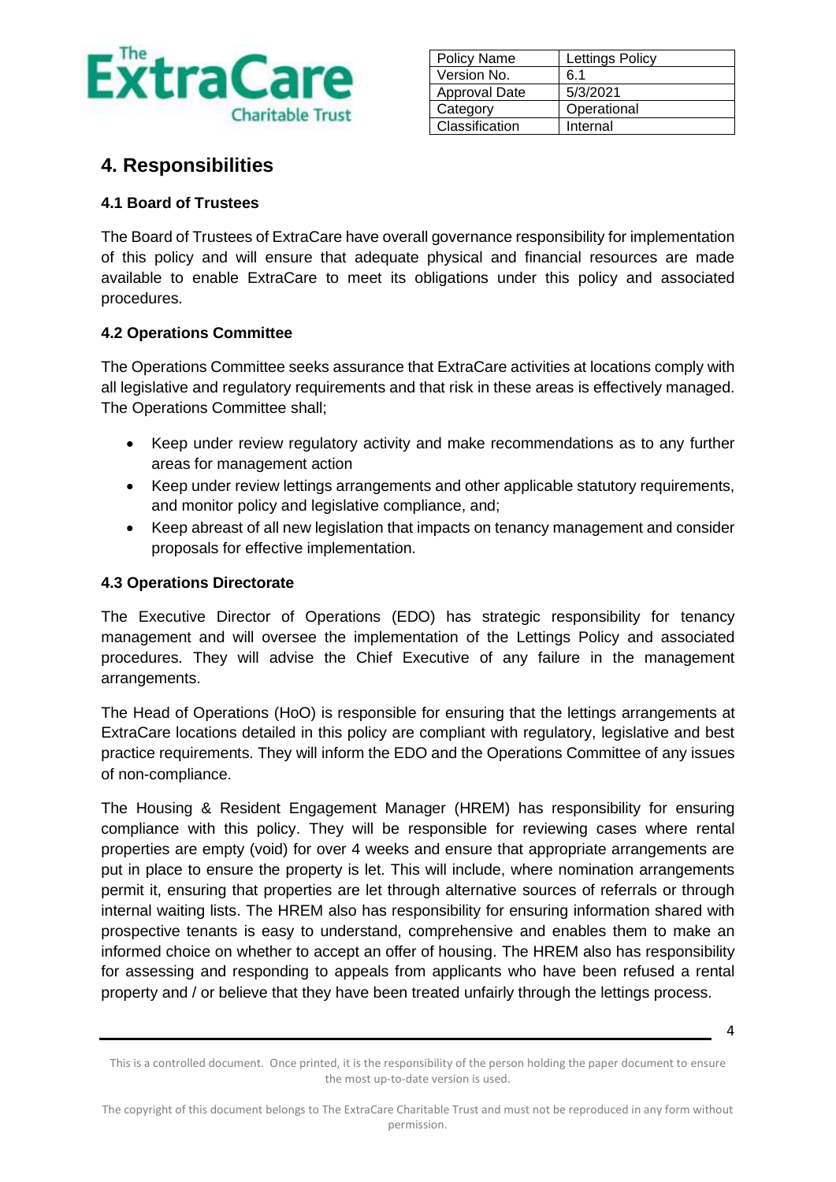| Policy Name | Lettings Policy |
|---|---|
| Version No. | 6.1 |
| Approval Date | 5/3/2021 |
| Category | Operational |
| Classification | Internal |

## 4. Responsibilities

### 4.1 Board of Trustees

The Board of Trustees of ExtraCare have overall governance responsibility for implementation of this policy and will ensure that adequate physical and financial resources are made available to enable ExtraCare to meet its obligations under this policy and associated procedures.

### 4.2 Operations Committee

The Operations Committee seeks assurance that ExtraCare activities at locations comply with all legislative and regulatory requirements and that risk in these areas is effectively managed. The Operations Committee shall;

- Keep under review regulatory activity and make recommendations as to any further areas for management action
- Keep under review lettings arrangements and other applicable statutory requirements, and monitor policy and legislative compliance, and;
- Keep abreast of all new legislation that impacts on tenancy management and consider proposals for effective implementation.

### 4.3 Operations Directorate

The Executive Director of Operations (EDO) has strategic responsibility for tenancy management and will oversee the implementation of the Lettings Policy and associated procedures. They will advise the Chief Executive of any failure in the management arrangements.

The Head of Operations (HoO) is responsible for ensuring that the lettings arrangements at ExtraCare locations detailed in this policy are compliant with regulatory, legislative and best practice requirements. They will inform the EDO and the Operations Committee of any issues of non-compliance.

The Housing & Resident Engagement Manager (HREM) has responsibility for ensuring compliance with this policy. They will be responsible for reviewing cases where rental properties are empty (void) for over 4 weeks and ensure that appropriate arrangements are put in place to ensure the property is let. This will include, where nomination arrangements permit it, ensuring that properties are let through alternative sources of referrals or through internal waiting lists. The HREM also has responsibility for ensuring information shared with prospective tenants is easy to understand, comprehensive and enables them to make an informed choice on whether to accept an offer of housing. The HREM also has responsibility for assessing and responding to appeals from applicants who have been refused a rental property and / or believe that they have been treated unfairly through the lettings process.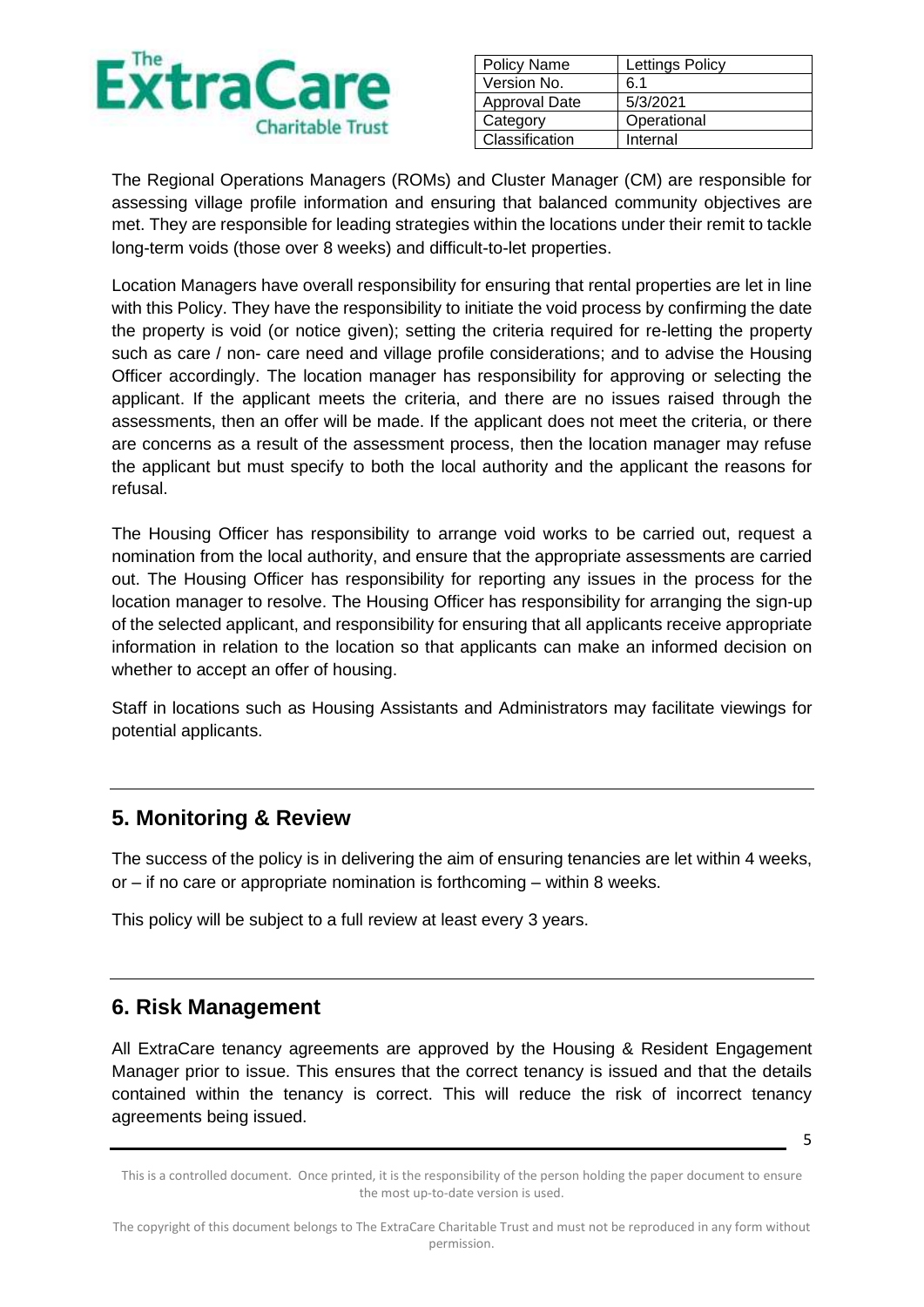The Regional Operations Managers (ROMs) and Cluster Manager (CM) are responsible for assessing village profile information and ensuring that balanced community objectives are met. They are responsible for leading strategies within the locations under their remit to tackle long-term voids (those over 8 weeks) and difficult-to-let properties.

Location Managers have overall responsibility for ensuring that rental properties are let in line with this Policy. They have the responsibility to initiate the void process by confirming the date the property is void (or notice given); setting the criteria required for re-letting the property such as care / non- care need and village profile considerations; and to advise the Housing Officer accordingly. The location manager has responsibility for approving or selecting the applicant. If the applicant meets the criteria, and there are no issues raised through the assessments, then an offer will be made. If the applicant does not meet the criteria, or there are concerns as a result of the assessment process, then the location manager may refuse the applicant but must specify to both the local authority and the applicant the reasons for refusal.

The Housing Officer has responsibility to arrange void works to be carried out, request a nomination from the local authority, and ensure that the appropriate assessments are carried out. The Housing Officer has responsibility for reporting any issues in the process for the location manager to resolve. The Housing Officer has responsibility for arranging the sign-up of the selected applicant, and responsibility for ensuring that all applicants receive appropriate information in relation to the location so that applicants can make an informed decision on whether to accept an offer of housing.

Staff in locations such as Housing Assistants and Administrators may facilitate viewings for potential applicants.

## 5. Monitoring & Review

The success of the policy is in delivering the aim of ensuring tenancies are let within 4 weeks, or – if no care or appropriate nomination is forthcoming – within 8 weeks.

This policy will be subject to a full review at least every 3 years.

## 6. Risk Management

All ExtraCare tenancy agreements are approved by the Housing & Resident Engagement Manager prior to issue. This ensures that the correct tenancy is issued and that the details contained within the tenancy is correct. This will reduce the risk of incorrect tenancy agreements being issued.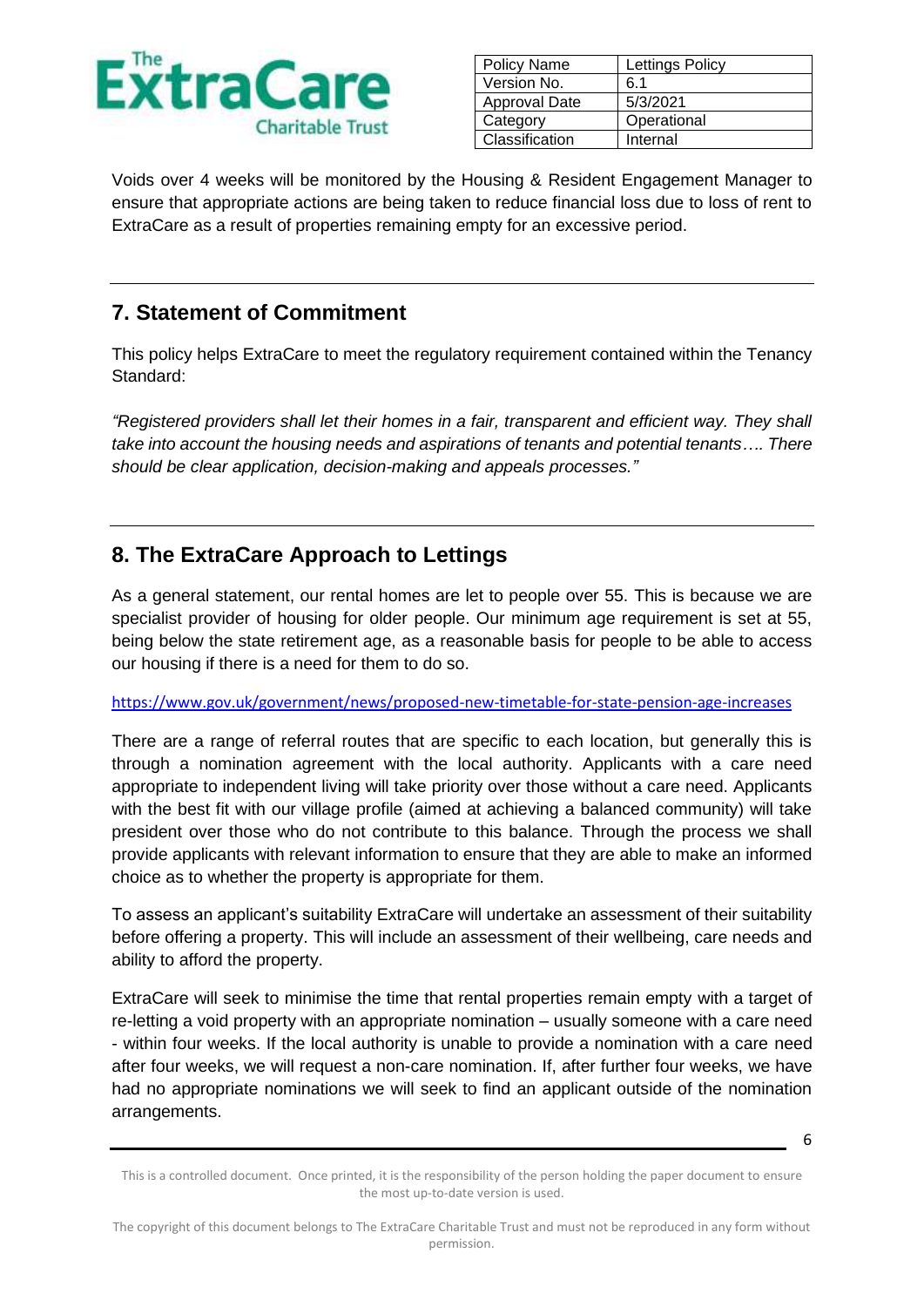Voids over 4 weeks will be monitored by the Housing & Resident Engagement Manager to ensure that appropriate actions are being taken to reduce financial loss due to loss of rent to ExtraCare as a result of properties remaining empty for an excessive period.

## 7. Statement of Commitment

This policy helps ExtraCare to meet the regulatory requirement contained within the Tenancy Standard:

*"Registered providers shall let their homes in a fair, transparent and efficient way. They shall take into account the housing needs and aspirations of tenants and potential tenants…. There should be clear application, decision-making and appeals processes."*

## 8. The ExtraCare Approach to Lettings

As a general statement, our rental homes are let to people over 55. This is because we are specialist provider of housing for older people. Our minimum age requirement is set at 55, being below the state retirement age, as a reasonable basis for people to be able to access our housing if there is a need for them to do so.

https://www.gov.uk/government/news/proposed-new-timetable-for-state-pension-age-increases

There are a range of referral routes that are specific to each location, but generally this is through a nomination agreement with the local authority. Applicants with a care need appropriate to independent living will take priority over those without a care need. Applicants with the best fit with our village profile (aimed at achieving a balanced community) will take president over those who do not contribute to this balance. Through the process we shall provide applicants with relevant information to ensure that they are able to make an informed choice as to whether the property is appropriate for them.

To assess an applicant's suitability ExtraCare will undertake an assessment of their suitability before offering a property. This will include an assessment of their wellbeing, care needs and ability to afford the property.

ExtraCare will seek to minimise the time that rental properties remain empty with a target of re-letting a void property with an appropriate nomination – usually someone with a care need - within four weeks. If the local authority is unable to provide a nomination with a care need after four weeks, we will request a non-care nomination. If, after further four weeks, we have had no appropriate nominations we will seek to find an applicant outside of the nomination arrangements.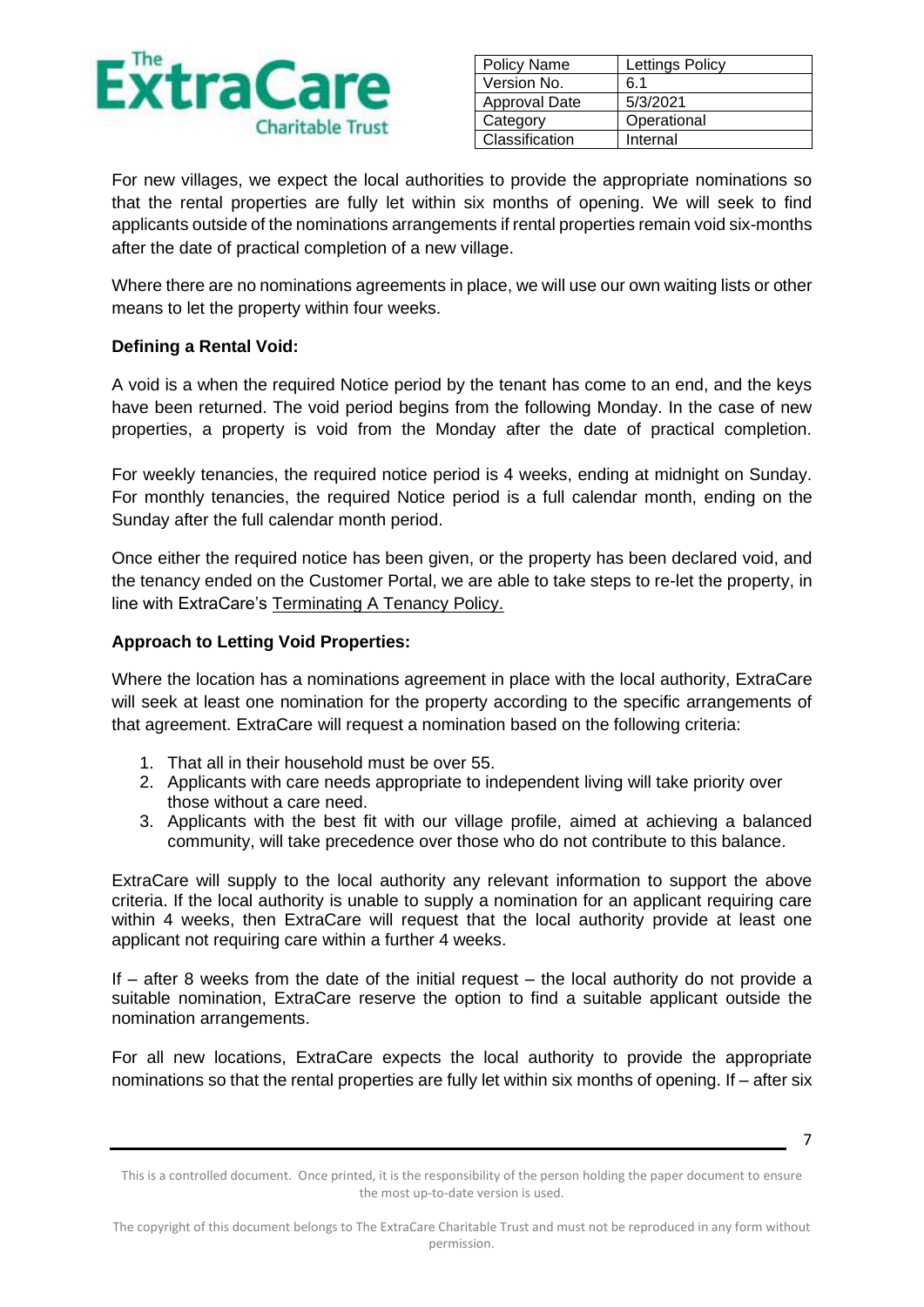For new villages, we expect the local authorities to provide the appropriate nominations so that the rental properties are fully let within six months of opening. We will seek to find applicants outside of the nominations arrangements if rental properties remain void six-months after the date of practical completion of a new village.

Where there are no nominations agreements in place, we will use our own waiting lists or other means to let the property within four weeks.

**Defining a Rental Void:**

A void is a when the required Notice period by the tenant has come to an end, and the keys have been returned. The void period begins from the following Monday. In the case of new properties, a property is void from the Monday after the date of practical completion.

For weekly tenancies, the required notice period is 4 weeks, ending at midnight on Sunday. For monthly tenancies, the required Notice period is a full calendar month, ending on the Sunday after the full calendar month period.

Once either the required notice has been given, or the property has been declared void, and the tenancy ended on the Customer Portal, we are able to take steps to re-let the property, in line with ExtraCare's Terminating A Tenancy Policy.

**Approach to Letting Void Properties:**

Where the location has a nominations agreement in place with the local authority, ExtraCare will seek at least one nomination for the property according to the specific arrangements of that agreement. ExtraCare will request a nomination based on the following criteria:

1. That all in their household must be over 55.
2. Applicants with care needs appropriate to independent living will take priority over those without a care need.
3. Applicants with the best fit with our village profile, aimed at achieving a balanced community, will take precedence over those who do not contribute to this balance.

ExtraCare will supply to the local authority any relevant information to support the above criteria. If the local authority is unable to supply a nomination for an applicant requiring care within 4 weeks, then ExtraCare will request that the local authority provide at least one applicant not requiring care within a further 4 weeks.

If – after 8 weeks from the date of the initial request – the local authority do not provide a suitable nomination, ExtraCare reserve the option to find a suitable applicant outside the nomination arrangements.

For all new locations, ExtraCare expects the local authority to provide the appropriate nominations so that the rental properties are fully let within six months of opening. If – after six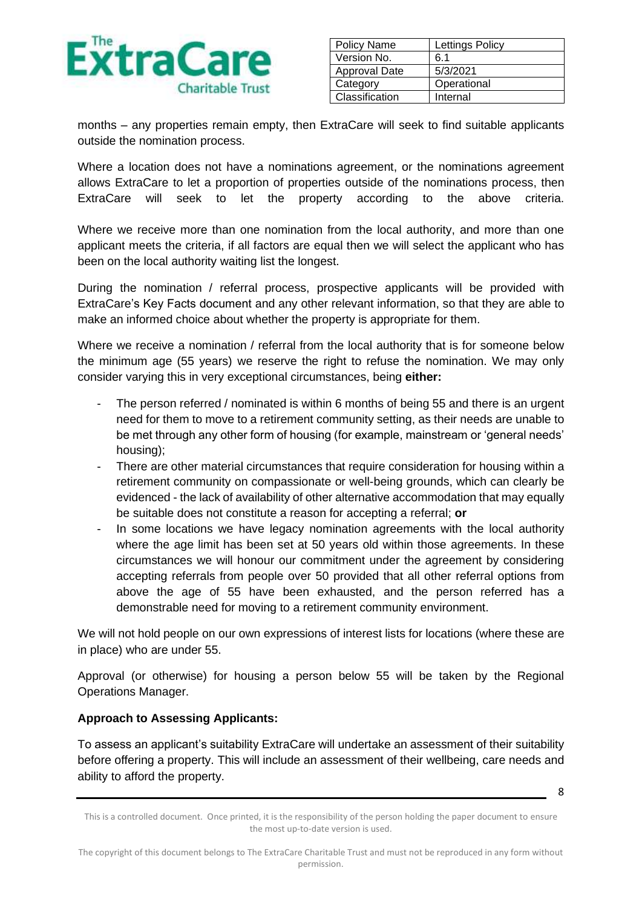months – any properties remain empty, then ExtraCare will seek to find suitable applicants outside the nomination process.

Where a location does not have a nominations agreement, or the nominations agreement allows ExtraCare to let a proportion of properties outside of the nominations process, then ExtraCare will seek to let the property according to the above criteria.

Where we receive more than one nomination from the local authority, and more than one applicant meets the criteria, if all factors are equal then we will select the applicant who has been on the local authority waiting list the longest.

During the nomination / referral process, prospective applicants will be provided with ExtraCare's Key Facts document and any other relevant information, so that they are able to make an informed choice about whether the property is appropriate for them.

Where we receive a nomination / referral from the local authority that is for someone below the minimum age (55 years) we reserve the right to refuse the nomination. We may only consider varying this in very exceptional circumstances, being **either:**

- The person referred / nominated is within 6 months of being 55 and there is an urgent need for them to move to a retirement community setting, as their needs are unable to be met through any other form of housing (for example, mainstream or 'general needs' housing);
- There are other material circumstances that require consideration for housing within a retirement community on compassionate or well-being grounds, which can clearly be evidenced - the lack of availability of other alternative accommodation that may equally be suitable does not constitute a reason for accepting a referral; **or**
- In some locations we have legacy nomination agreements with the local authority where the age limit has been set at 50 years old within those agreements. In these circumstances we will honour our commitment under the agreement by considering accepting referrals from people over 50 provided that all other referral options from above the age of 55 have been exhausted, and the person referred has a demonstrable need for moving to a retirement community environment.

We will not hold people on our own expressions of interest lists for locations (where these are in place) who are under 55.

Approval (or otherwise) for housing a person below 55 will be taken by the Regional Operations Manager.

**Approach to Assessing Applicants:**

To assess an applicant's suitability ExtraCare will undertake an assessment of their suitability before offering a property. This will include an assessment of their wellbeing, care needs and ability to afford the property.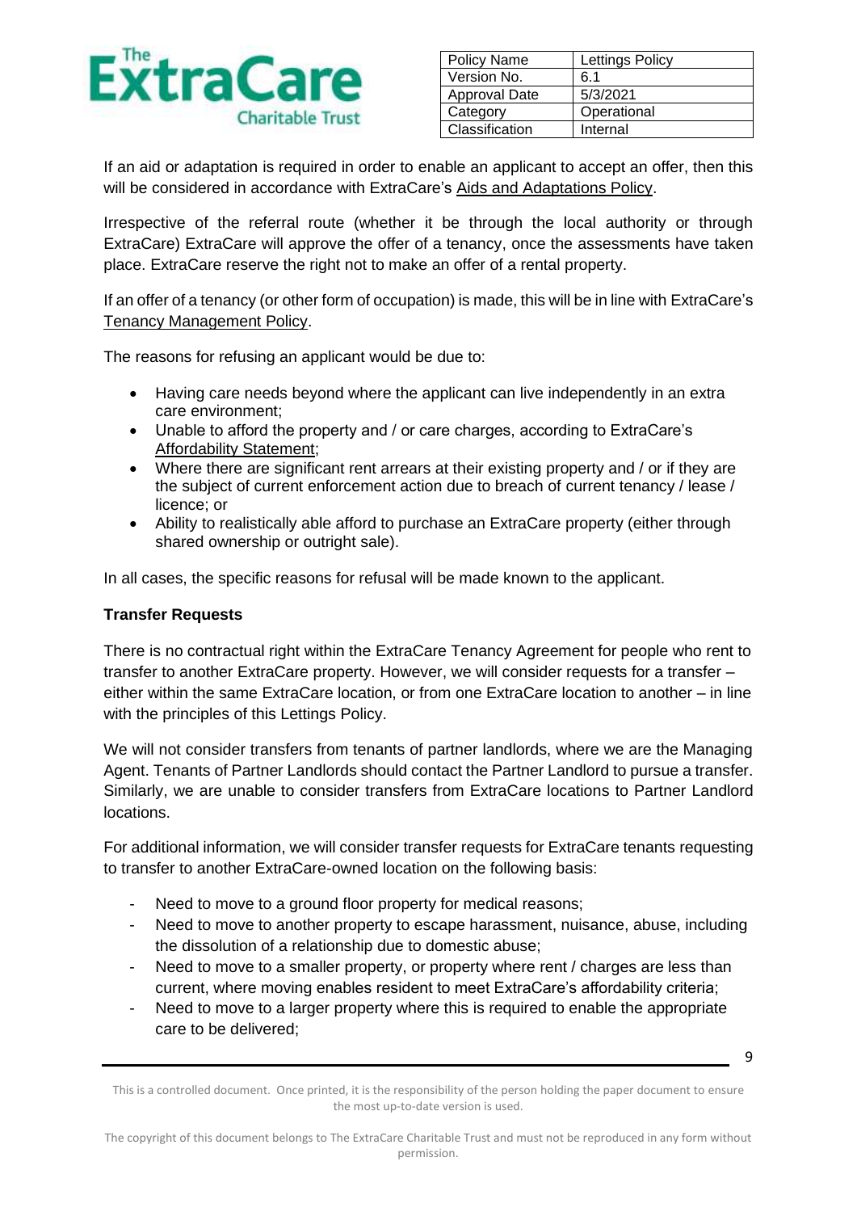If an aid or adaptation is required in order to enable an applicant to accept an offer, then this will be considered in accordance with ExtraCare's Aids and Adaptations Policy.

Irrespective of the referral route (whether it be through the local authority or through ExtraCare) ExtraCare will approve the offer of a tenancy, once the assessments have taken place. ExtraCare reserve the right not to make an offer of a rental property.

If an offer of a tenancy (or other form of occupation) is made, this will be in line with ExtraCare's Tenancy Management Policy.

The reasons for refusing an applicant would be due to:

- Having care needs beyond where the applicant can live independently in an extra care environment;
- Unable to afford the property and / or care charges, according to ExtraCare's Affordability Statement;
- Where there are significant rent arrears at their existing property and / or if they are the subject of current enforcement action due to breach of current tenancy / lease / licence; or
- Ability to realistically able afford to purchase an ExtraCare property (either through shared ownership or outright sale).

In all cases, the specific reasons for refusal will be made known to the applicant.

**Transfer Requests**

There is no contractual right within the ExtraCare Tenancy Agreement for people who rent to transfer to another ExtraCare property. However, we will consider requests for a transfer – either within the same ExtraCare location, or from one ExtraCare location to another – in line with the principles of this Lettings Policy.

We will not consider transfers from tenants of partner landlords, where we are the Managing Agent. Tenants of Partner Landlords should contact the Partner Landlord to pursue a transfer. Similarly, we are unable to consider transfers from ExtraCare locations to Partner Landlord locations.

For additional information, we will consider transfer requests for ExtraCare tenants requesting to transfer to another ExtraCare-owned location on the following basis:

- Need to move to a ground floor property for medical reasons;
- Need to move to another property to escape harassment, nuisance, abuse, including the dissolution of a relationship due to domestic abuse;
- Need to move to a smaller property, or property where rent / charges are less than current, where moving enables resident to meet ExtraCare's affordability criteria;
- Need to move to a larger property where this is required to enable the appropriate care to be delivered;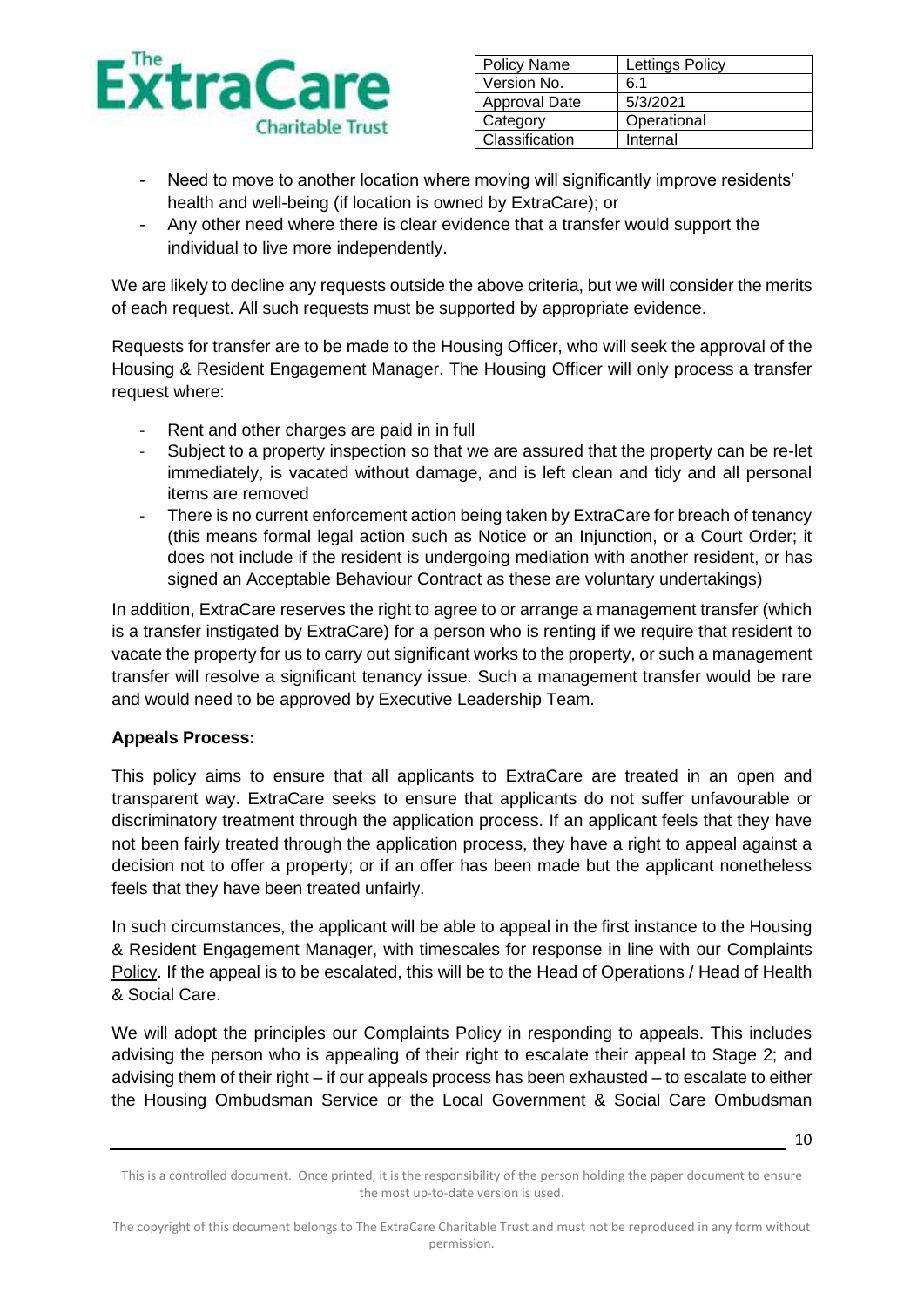- Need to move to another location where moving will significantly improve residents' health and well-being (if location is owned by ExtraCare); or
- Any other need where there is clear evidence that a transfer would support the individual to live more independently.

We are likely to decline any requests outside the above criteria, but we will consider the merits of each request. All such requests must be supported by appropriate evidence.

Requests for transfer are to be made to the Housing Officer, who will seek the approval of the Housing & Resident Engagement Manager. The Housing Officer will only process a transfer request where:

- Rent and other charges are paid in in full
- Subject to a property inspection so that we are assured that the property can be re-let immediately, is vacated without damage, and is left clean and tidy and all personal items are removed
- There is no current enforcement action being taken by ExtraCare for breach of tenancy (this means formal legal action such as Notice or an Injunction, or a Court Order; it does not include if the resident is undergoing mediation with another resident, or has signed an Acceptable Behaviour Contract as these are voluntary undertakings)

In addition, ExtraCare reserves the right to agree to or arrange a management transfer (which is a transfer instigated by ExtraCare) for a person who is renting if we require that resident to vacate the property for us to carry out significant works to the property, or such a management transfer will resolve a significant tenancy issue. Such a management transfer would be rare and would need to be approved by Executive Leadership Team.

**Appeals Process:**

This policy aims to ensure that all applicants to ExtraCare are treated in an open and transparent way. ExtraCare seeks to ensure that applicants do not suffer unfavourable or discriminatory treatment through the application process. If an applicant feels that they have not been fairly treated through the application process, they have a right to appeal against a decision not to offer a property; or if an offer has been made but the applicant nonetheless feels that they have been treated unfairly.

In such circumstances, the applicant will be able to appeal in the first instance to the Housing & Resident Engagement Manager, with timescales for response in line with our Complaints Policy. If the appeal is to be escalated, this will be to the Head of Operations / Head of Health & Social Care.

We will adopt the principles our Complaints Policy in responding to appeals. This includes advising the person who is appealing of their right to escalate their appeal to Stage 2; and advising them of their right – if our appeals process has been exhausted – to escalate to either the Housing Ombudsman Service or the Local Government & Social Care Ombudsman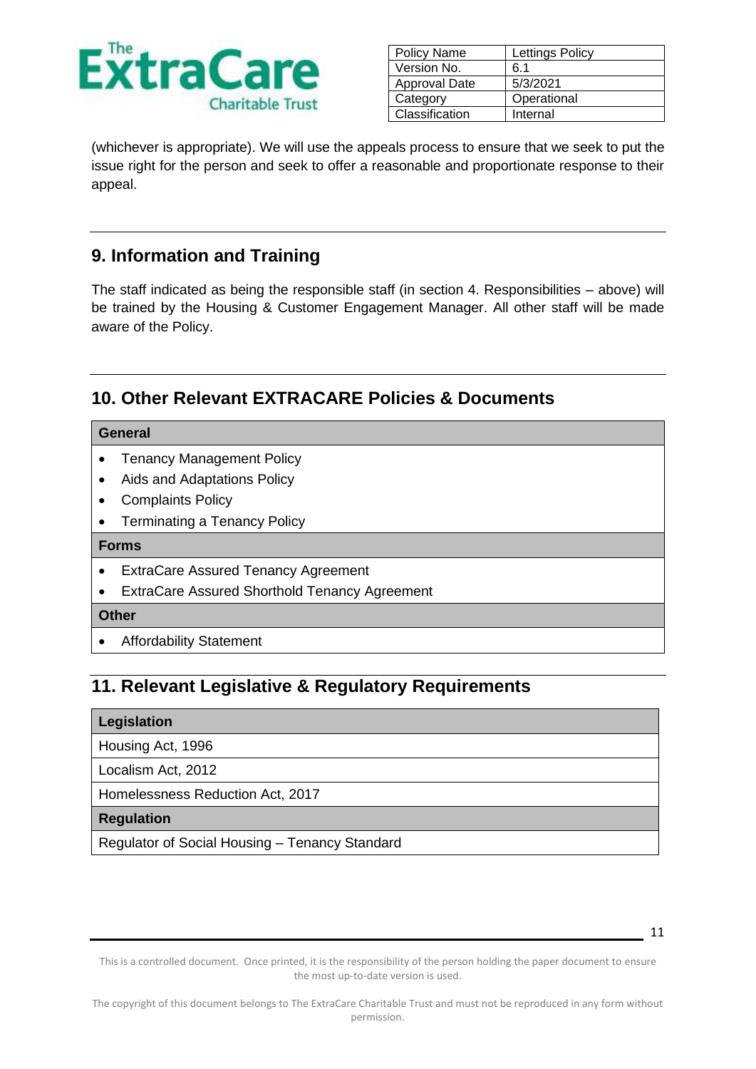(whichever is appropriate). We will use the appeals process to ensure that we seek to put the issue right for the person and seek to offer a reasonable and proportionate response to their appeal.

## 9. Information and Training

The staff indicated as being the responsible staff (in section 4. Responsibilities – above) will be trained by the Housing & Customer Engagement Manager. All other staff will be made aware of the Policy.

## 10. Other Relevant EXTRACARE Policies & Documents

**General**

- Tenancy Management Policy
- Aids and Adaptations Policy
- Complaints Policy
- Terminating a Tenancy Policy

**Forms**

- ExtraCare Assured Tenancy Agreement
- ExtraCare Assured Shorthold Tenancy Agreement

**Other**

- Affordability Statement

## 11. Relevant Legislative & Regulatory Requirements

| Legislation |
|---|
| Housing Act, 1996 |
| Localism Act, 2012 |
| Homelessness Reduction Act, 2017 |
| **Regulation** |
| Regulator of Social Housing – Tenancy Standard |

This is a controlled document. Once printed, it is the responsibility of the person holding the paper document to ensure the most up-to-date version is used.

The copyright of this document belongs to The ExtraCare Charitable Trust and must not be reproduced in any form without permission.